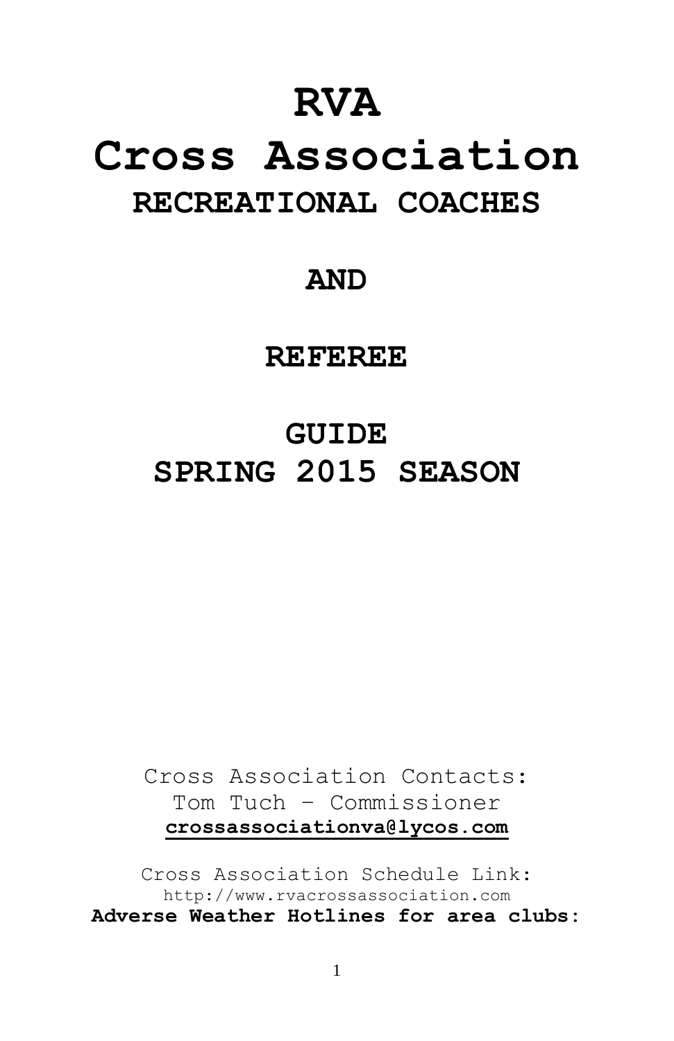# RVA
# Cross Association
## RECREATIONAL COACHES

## AND

## REFEREE

## GUIDE
## SPRING 2015 SEASON

Cross Association Contacts:
Tom Tuch – Commissioner
**crossassociationva@lycos.com**

Cross Association Schedule Link:
http://www.rvacrossassociation.com
**Adverse Weather Hotlines for area clubs:**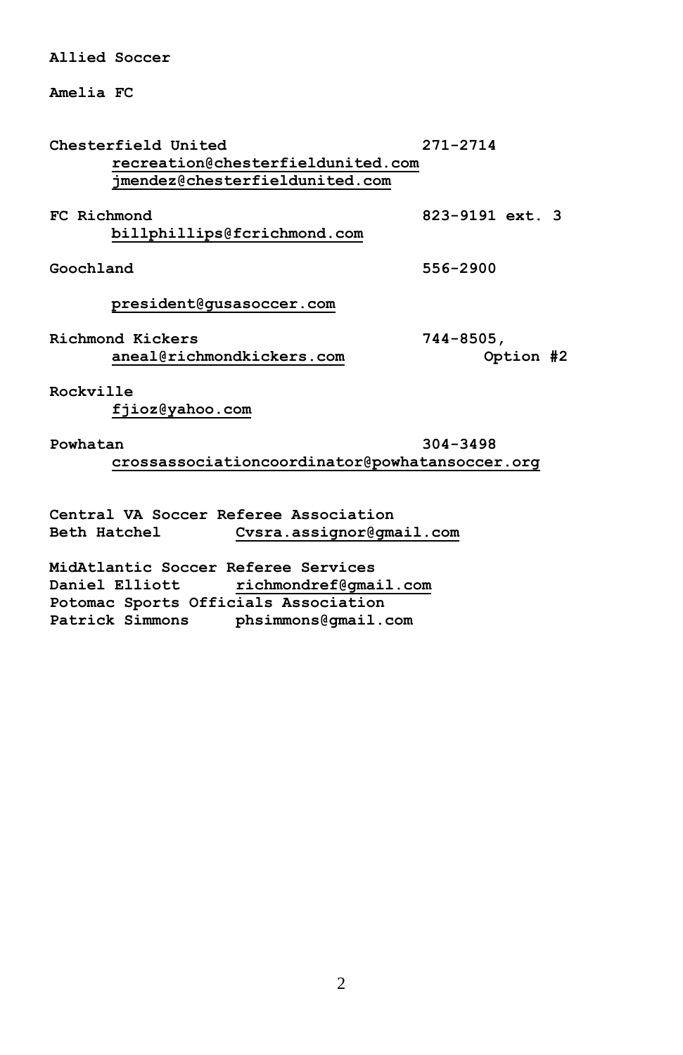**Allied Soccer**

**Amelia FC**

**Chesterfield United** **271-2714**
**recreation@chesterfieldunited.com**
**jmendez@chesterfieldunited.com**

**FC Richmond** **823-9191 ext. 3**
**billphillips@fcrichmond.com**

**Goochland** **556-2900**

**president@gusasoccer.com**

**Richmond Kickers** **744-8505, Option #2**
**aneal@richmondkickers.com**

**Rockville**
**fjioz@yahoo.com**

**Powhatan** **304-3498**
**crossassociationcoordinator@powhatansoccer.org**

**Central VA Soccer Referee Association**
**Beth Hatchel** **Cvsra.assignor@gmail.com**

**MidAtlantic Soccer Referee Services**
**Daniel Elliott** **richmondref@gmail.com**
**Potomac Sports Officials Association**
**Patrick Simmons** **phsimmons@gmail.com**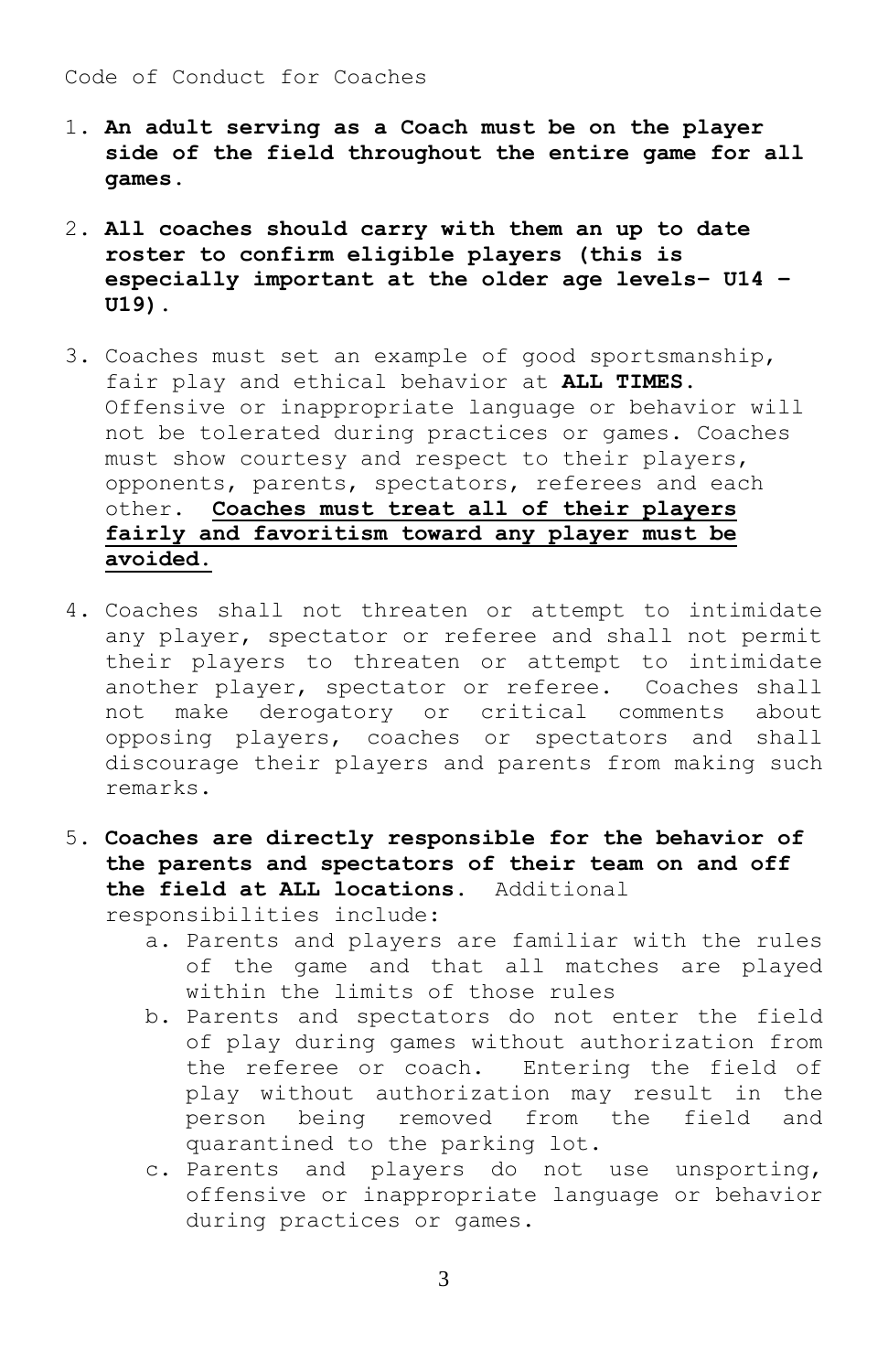Code of Conduct for Coaches

1. **An adult serving as a Coach must be on the player side of the field throughout the entire game for all games.**

2. **All coaches should carry with them an up to date roster to confirm eligible players (this is especially important at the older age levels– U14 – U19).**

3. Coaches must set an example of good sportsmanship, fair play and ethical behavior at **ALL TIMES.** Offensive or inappropriate language or behavior will not be tolerated during practices or games. Coaches must show courtesy and respect to their players, opponents, parents, spectators, referees and each other. <u>**Coaches must treat all of their players fairly and favoritism toward any player must be avoided.**</u>

4. Coaches shall not threaten or attempt to intimidate any player, spectator or referee and shall not permit their players to threaten or attempt to intimidate another player, spectator or referee. Coaches shall not make derogatory or critical comments about opposing players, coaches or spectators and shall discourage their players and parents from making such remarks.

5. **Coaches are directly responsible for the behavior of the parents and spectators of their team on and off the field at ALL locations.** Additional responsibilities include:
   a. Parents and players are familiar with the rules of the game and that all matches are played within the limits of those rules
   b. Parents and spectators do not enter the field of play during games without authorization from the referee or coach. Entering the field of play without authorization may result in the person being removed from the field and quarantined to the parking lot.
   c. Parents and players do not use unsporting, offensive or inappropriate language or behavior during practices or games.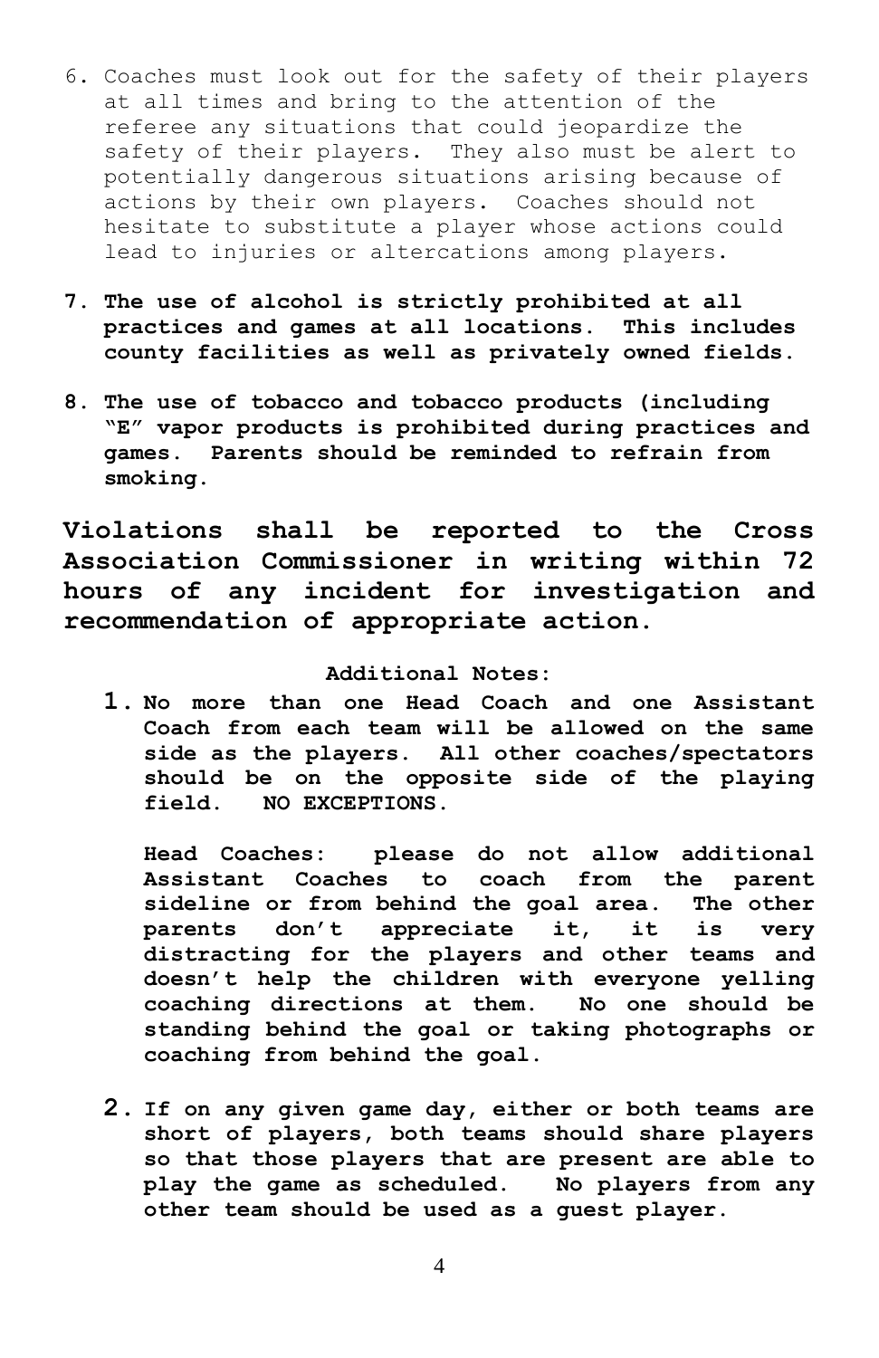6. Coaches must look out for the safety of their players at all times and bring to the attention of the referee any situations that could jeopardize the safety of their players. They also must be alert to potentially dangerous situations arising because of actions by their own players. Coaches should not hesitate to substitute a player whose actions could lead to injuries or altercations among players.

7. **The use of alcohol is strictly prohibited at all practices and games at all locations. This includes county facilities as well as privately owned fields.**

8. **The use of tobacco and tobacco products (including "E" vapor products is prohibited during practices and games. Parents should be reminded to refrain from smoking.**

**Violations shall be reported to the Cross Association Commissioner in writing within 72 hours of any incident for investigation and recommendation of appropriate action.**

**Additional Notes:**

1. **No more than one Head Coach and one Assistant Coach from each team will be allowed on the same side as the players. All other coaches/spectators should be on the opposite side of the playing field. NO EXCEPTIONS.**

   **Head Coaches: please do not allow additional Assistant Coaches to coach from the parent sideline or from behind the goal area. The other parents don't appreciate it, it is very distracting for the players and other teams and doesn't help the children with everyone yelling coaching directions at them. No one should be standing behind the goal or taking photographs or coaching from behind the goal.**

2. **If on any given game day, either or both teams are short of players, both teams should share players so that those players that are present are able to play the game as scheduled. No players from any other team should be used as a guest player.**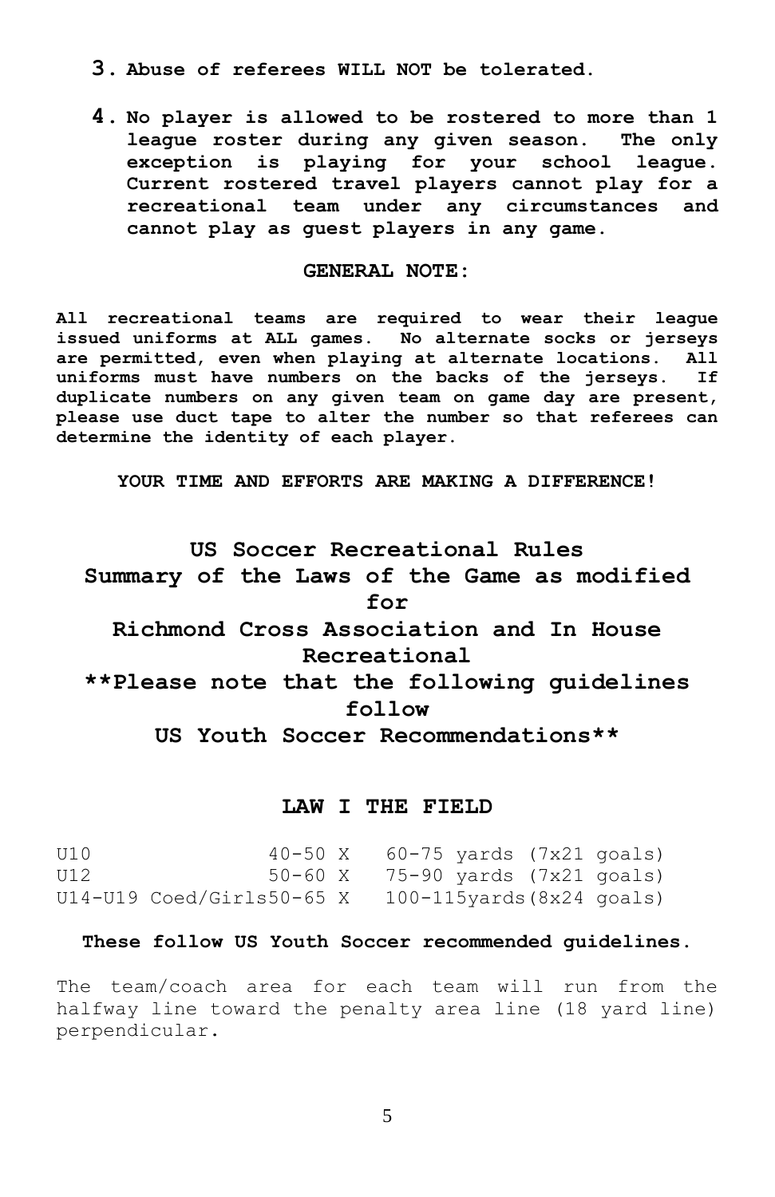3. **Abuse of referees WILL NOT be tolerated.**

4. **No player is allowed to be rostered to more than 1 league roster during any given season. The only exception is playing for your school league. Current rostered travel players cannot play for a recreational team under any circumstances and cannot play as guest players in any game.**

**GENERAL NOTE:**

**All recreational teams are required to wear their league issued uniforms at ALL games. No alternate socks or jerseys are permitted, even when playing at alternate locations. All uniforms must have numbers on the backs of the jerseys. If duplicate numbers on any given team on game day are present, please use duct tape to alter the number so that referees can determine the identity of each player.**

**YOUR TIME AND EFFORTS ARE MAKING A DIFFERENCE!**

# US Soccer Recreational Rules
# Summary of the Laws of the Game as modified for
# Richmond Cross Association and In House Recreational
# **Please note that the following guidelines follow
# US Youth Soccer Recommendations**

## LAW I THE FIELD

| | | |
|---|---|---|
| U10 | 40-50 X | 60-75 yards (7x21 goals) |
| U12 | 50-60 X | 75-90 yards (7x21 goals) |
| U14-U19 Coed/Girls | 50-65 X | 100-115yards(8x24 goals) |

**These follow US Youth Soccer recommended guidelines.**

The team/coach area for each team will run from the halfway line toward the penalty area line (18 yard line) perpendicular.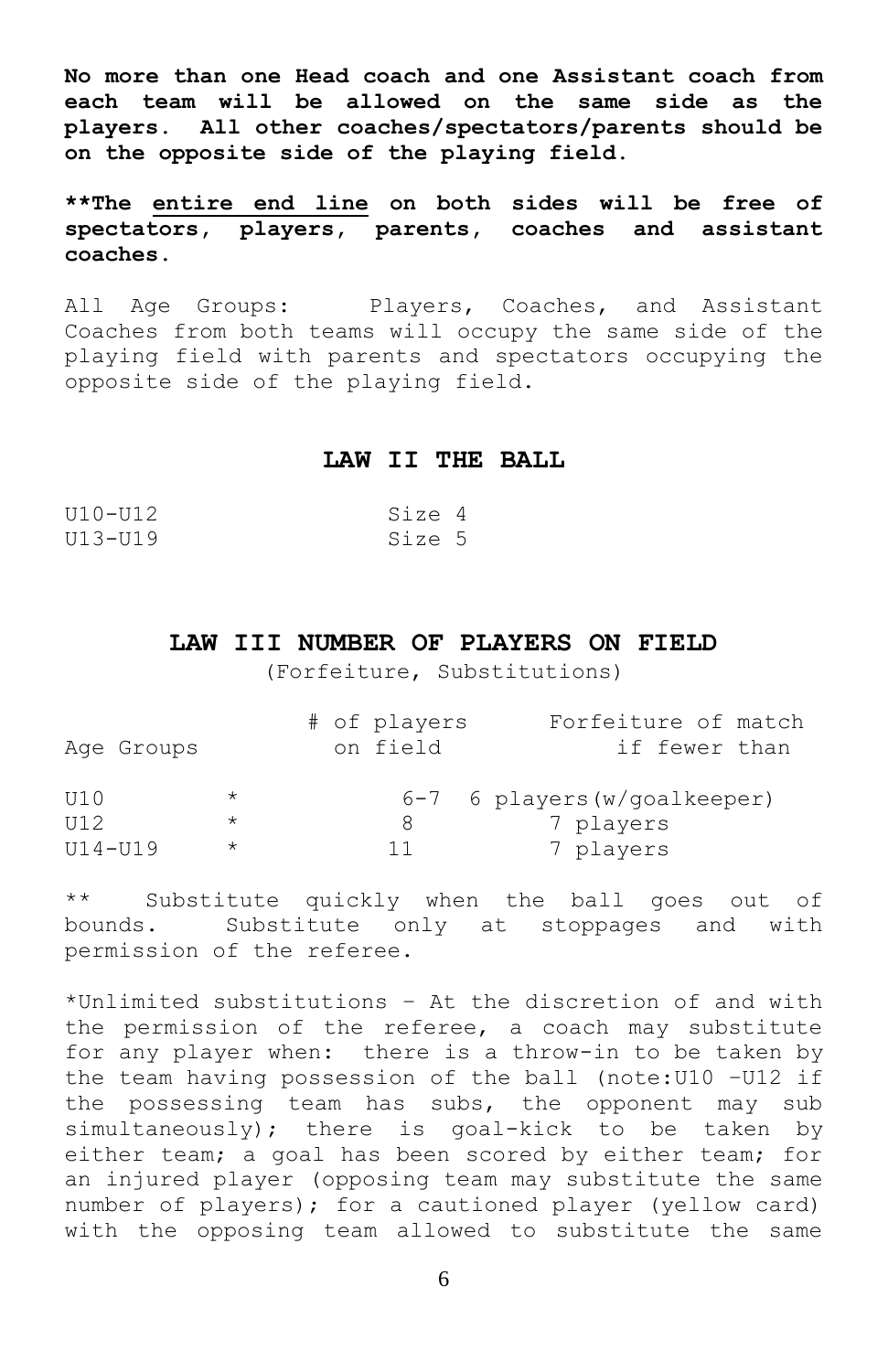**No more than one Head coach and one Assistant coach from each team will be allowed on the same side as the players. All other coaches/spectators/parents should be on the opposite side of the playing field.**

****The <u>entire end line</u> on both sides will be free of spectators, players, parents, coaches and assistant coaches.**

All Age Groups: Players, Coaches, and Assistant Coaches from both teams will occupy the same side of the playing field with parents and spectators occupying the opposite side of the playing field.

## LAW II THE BALL

| | |
|---|---|
| U10-U12 | Size 4 |
| U13-U19 | Size 5 |

## LAW III NUMBER OF PLAYERS ON FIELD

(Forfeiture, Substitutions)

| Age Groups | | # of players on field | Forfeiture of match if fewer than |
|---|---|---|---|
| U10 | * | 6-7 | 6 players(w/goalkeeper) |
| U12 | * | 8 | 7 players |
| U14-U19 | * | 11 | 7 players |

** Substitute quickly when the ball goes out of bounds. Substitute only at stoppages and with permission of the referee.

*Unlimited substitutions – At the discretion of and with the permission of the referee, a coach may substitute for any player when: there is a throw-in to be taken by the team having possession of the ball (note:U10 –U12 if the possessing team has subs, the opponent may sub simultaneously); there is goal-kick to be taken by either team; a goal has been scored by either team; for an injured player (opposing team may substitute the same number of players); for a cautioned player (yellow card) with the opposing team allowed to substitute the same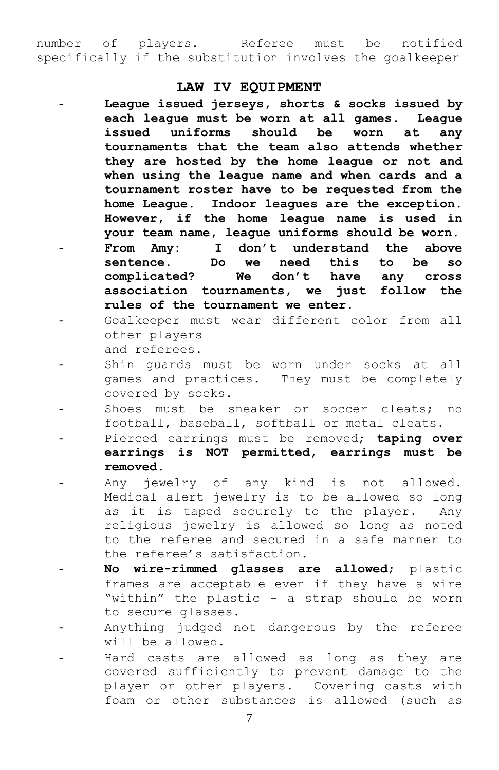number of players. Referee must be notified specifically if the substitution involves the goalkeeper

## LAW IV EQUIPMENT

- **League issued jerseys, shorts & socks issued by each league must be worn at all games. League issued uniforms should be worn at any tournaments that the team also attends whether they are hosted by the home league or not and when using the league name and when cards and a tournament roster have to be requested from the home League. Indoor leagues are the exception. However, if the home league name is used in your team name, league uniforms should be worn.**
- **From Amy: I don't understand the above sentence. Do we need this to be so complicated? We don't have any cross association tournaments, we just follow the rules of the tournament we enter.**
- Goalkeeper must wear different color from all other players and referees.
- Shin guards must be worn under socks at all games and practices. They must be completely covered by socks.
- Shoes must be sneaker or soccer cleats; no football, baseball, softball or metal cleats.
- Pierced earrings must be removed; **taping over earrings is NOT permitted, earrings must be removed.**
- Any jewelry of any kind is not allowed. Medical alert jewelry is to be allowed so long as it is taped securely to the player. Any religious jewelry is allowed so long as noted to the referee and secured in a safe manner to the referee's satisfaction.
- **No wire-rimmed glasses are allowed**; plastic frames are acceptable even if they have a wire "within" the plastic - a strap should be worn to secure glasses.
- Anything judged not dangerous by the referee will be allowed.
- Hard casts are allowed as long as they are covered sufficiently to prevent damage to the player or other players. Covering casts with foam or other substances is allowed (such as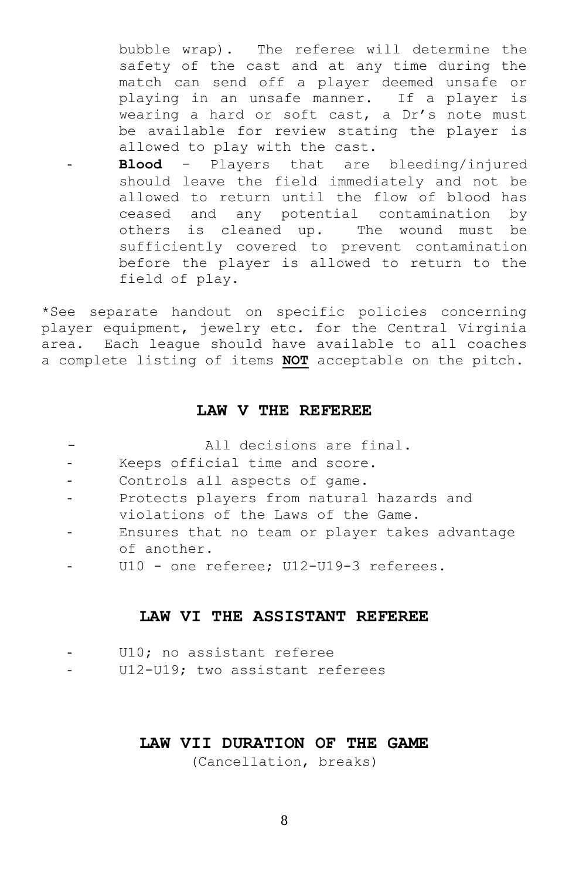bubble wrap). The referee will determine the safety of the cast and at any time during the match can send off a player deemed unsafe or playing in an unsafe manner. If a player is wearing a hard or soft cast, a Dr's note must be available for review stating the player is allowed to play with the cast.

- **Blood** – Players that are bleeding/injured should leave the field immediately and not be allowed to return until the flow of blood has ceased and any potential contamination by others is cleaned up. The wound must be sufficiently covered to prevent contamination before the player is allowed to return to the field of play.

*See separate handout on specific policies concerning player equipment, jewelry etc. for the Central Virginia area. Each league should have available to all coaches a complete listing of items **NOT** acceptable on the pitch.

## LAW V THE REFEREE

- All decisions are final.
- Keeps official time and score.
- Controls all aspects of game.
- Protects players from natural hazards and violations of the Laws of the Game.
- Ensures that no team or player takes advantage of another.
- U10 - one referee; U12-U19-3 referees.

## LAW VI THE ASSISTANT REFEREE

- U10; no assistant referee
- U12-U19; two assistant referees

## LAW VII DURATION OF THE GAME

(Cancellation, breaks)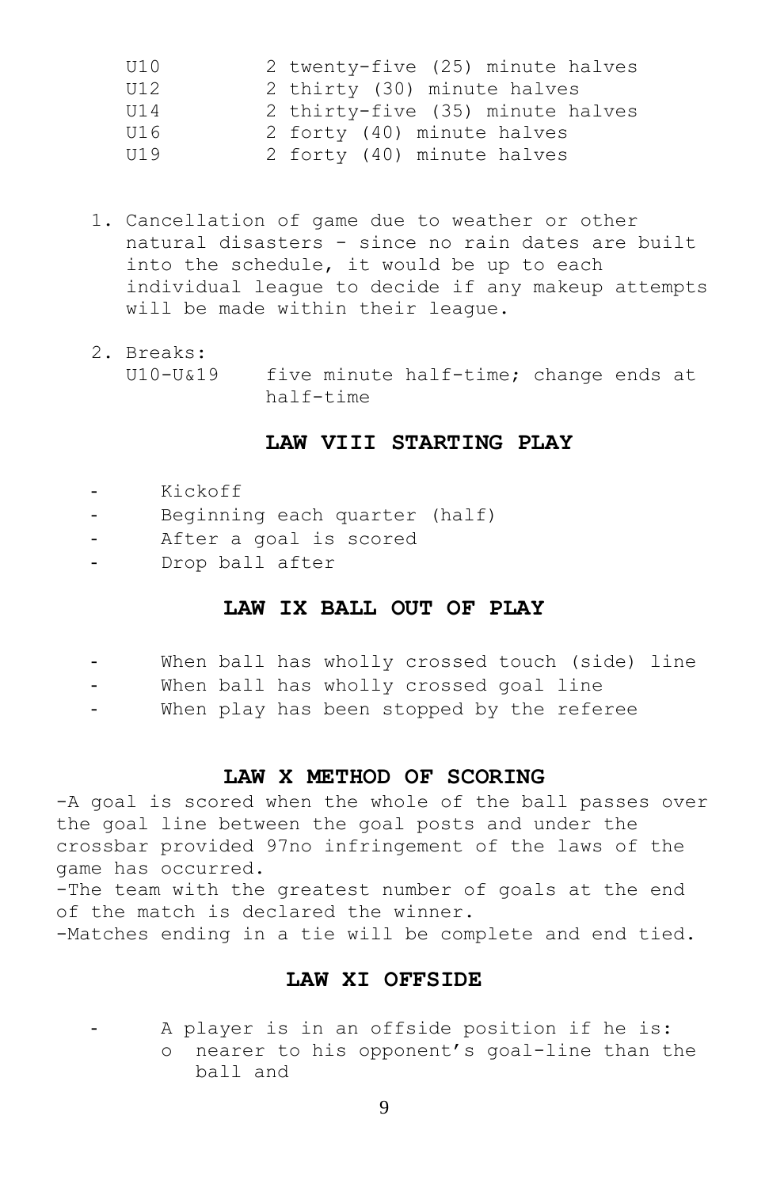| | |
|---|---|
| U10 | 2 twenty-five (25) minute halves |
| U12 | 2 thirty (30) minute halves |
| U14 | 2 thirty-five (35) minute halves |
| U16 | 2 forty (40) minute halves |
| U19 | 2 forty (40) minute halves |

1. Cancellation of game due to weather or other natural disasters - since no rain dates are built into the schedule, it would be up to each individual league to decide if any makeup attempts will be made within their league.

2. Breaks:
   U10-U&19 five minute half-time; change ends at half-time

## LAW VIII STARTING PLAY

- Kickoff
- Beginning each quarter (half)
- After a goal is scored
- Drop ball after

## LAW IX BALL OUT OF PLAY

- When ball has wholly crossed touch (side) line
- When ball has wholly crossed goal line
- When play has been stopped by the referee

## LAW X METHOD OF SCORING

-A goal is scored when the whole of the ball passes over the goal line between the goal posts and under the crossbar provided 97no infringement of the laws of the game has occurred.
-The team with the greatest number of goals at the end of the match is declared the winner.
-Matches ending in a tie will be complete and end tied.

## LAW XI OFFSIDE

- A player is in an offside position if he is:
  - nearer to his opponent's goal-line than the ball and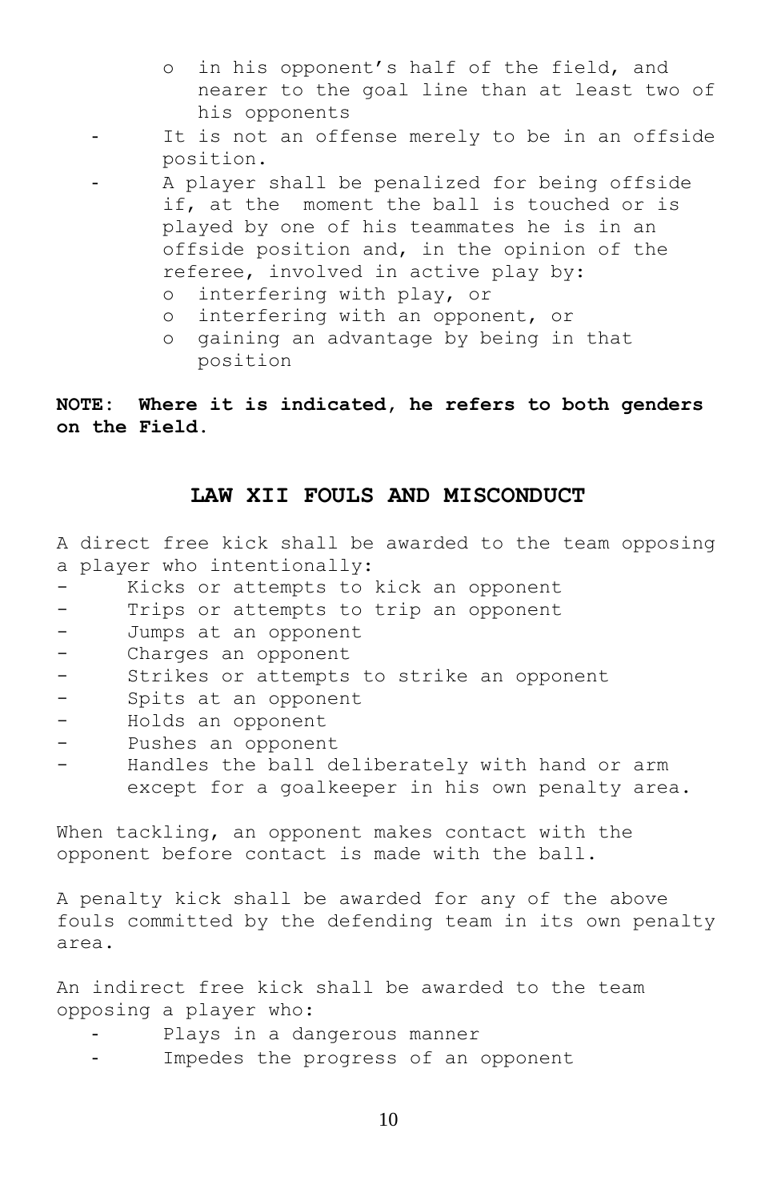- in his opponent's half of the field, and nearer to the goal line than at least two of his opponents
- It is not an offense merely to be in an offside position.
- A player shall be penalized for being offside if, at the moment the ball is touched or is played by one of his teammates he is in an offside position and, in the opinion of the referee, involved in active play by:
  - interfering with play, or
  - interfering with an opponent, or
  - gaining an advantage by being in that position

**NOTE: Where it is indicated, he refers to both genders on the Field.**

## LAW XII FOULS AND MISCONDUCT

A direct free kick shall be awarded to the team opposing a player who intentionally:

- Kicks or attempts to kick an opponent
- Trips or attempts to trip an opponent
- Jumps at an opponent
- Charges an opponent
- Strikes or attempts to strike an opponent
- Spits at an opponent
- Holds an opponent
- Pushes an opponent
- Handles the ball deliberately with hand or arm except for a goalkeeper in his own penalty area.

When tackling, an opponent makes contact with the opponent before contact is made with the ball.

A penalty kick shall be awarded for any of the above fouls committed by the defending team in its own penalty area.

An indirect free kick shall be awarded to the team opposing a player who:

- Plays in a dangerous manner
- Impedes the progress of an opponent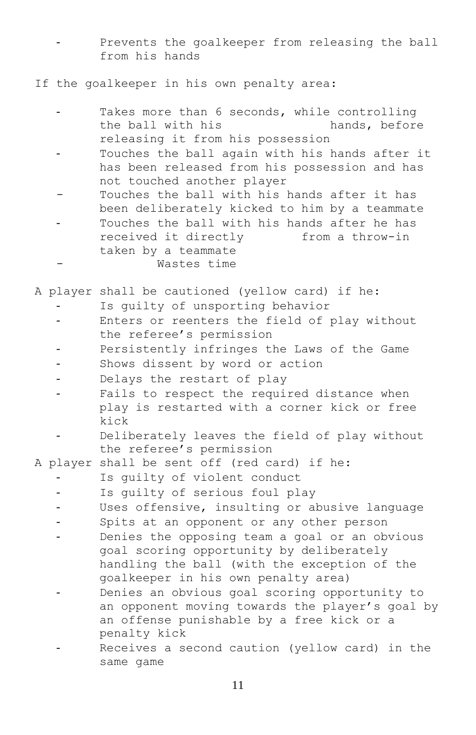- Prevents the goalkeeper from releasing the ball from his hands

If the goalkeeper in his own penalty area:

- Takes more than 6 seconds, while controlling the ball with his hands, before releasing it from his possession
- Touches the ball again with his hands after it has been released from his possession and has not touched another player
- Touches the ball with his hands after it has been deliberately kicked to him by a teammate
- Touches the ball with his hands after he has received it directly from a throw-in taken by a teammate
- Wastes time

A player shall be cautioned (yellow card) if he:

- Is guilty of unsporting behavior
- Enters or reenters the field of play without the referee's permission
- Persistently infringes the Laws of the Game
- Shows dissent by word or action
- Delays the restart of play
- Fails to respect the required distance when play is restarted with a corner kick or free kick
- Deliberately leaves the field of play without the referee's permission

A player shall be sent off (red card) if he:

- Is guilty of violent conduct
- Is guilty of serious foul play
- Uses offensive, insulting or abusive language
- Spits at an opponent or any other person
- Denies the opposing team a goal or an obvious goal scoring opportunity by deliberately handling the ball (with the exception of the goalkeeper in his own penalty area)
- Denies an obvious goal scoring opportunity to an opponent moving towards the player's goal by an offense punishable by a free kick or a penalty kick
- Receives a second caution (yellow card) in the same game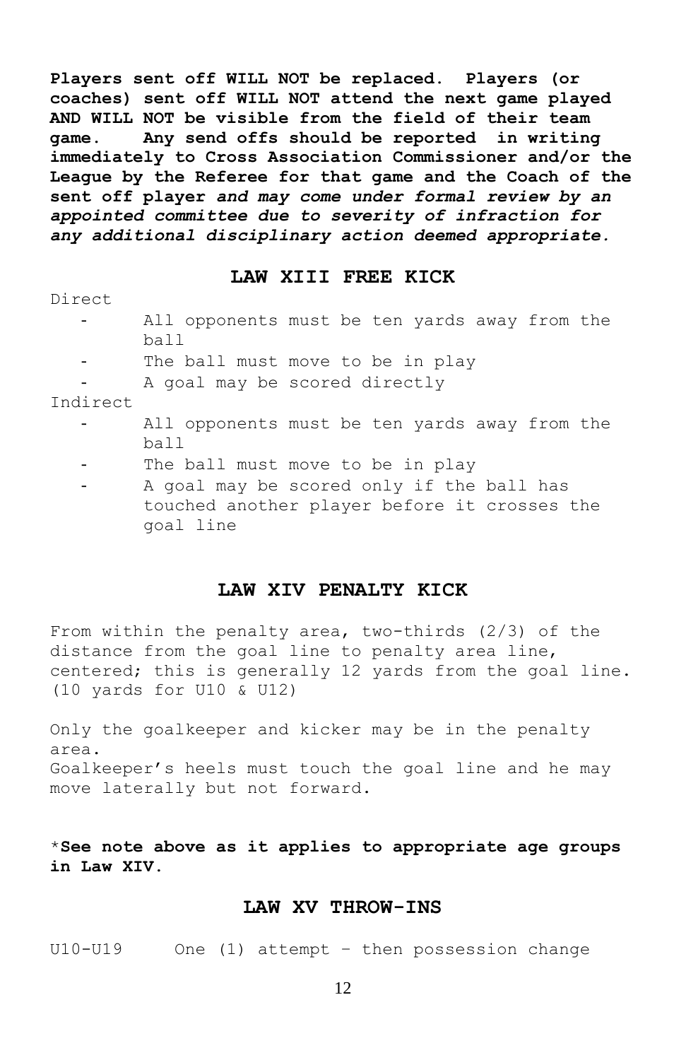**Players sent off WILL NOT be replaced. Players (or coaches) sent off WILL NOT attend the next game played AND WILL NOT be visible from the field of their team game. Any send offs should be reported in writing immediately to Cross Association Commissioner and/or the League by the Referee for that game and the Coach of the sent off player *and may come under formal review by an appointed committee due to severity of infraction for any additional disciplinary action deemed appropriate.***

## LAW XIII FREE KICK

Direct

- All opponents must be ten yards away from the ball
- The ball must move to be in play
- A goal may be scored directly

Indirect

- All opponents must be ten yards away from the ball
- The ball must move to be in play
- A goal may be scored only if the ball has touched another player before it crosses the goal line

## LAW XIV PENALTY KICK

From within the penalty area, two-thirds (2/3) of the distance from the goal line to penalty area line, centered; this is generally 12 yards from the goal line. (10 yards for U10 & U12)

Only the goalkeeper and kicker may be in the penalty area.
Goalkeeper's heels must touch the goal line and he may move laterally but not forward.

*__See note above as it applies to appropriate age groups in Law XIV.__

## LAW XV THROW-INS

U10-U19 One (1) attempt – then possession change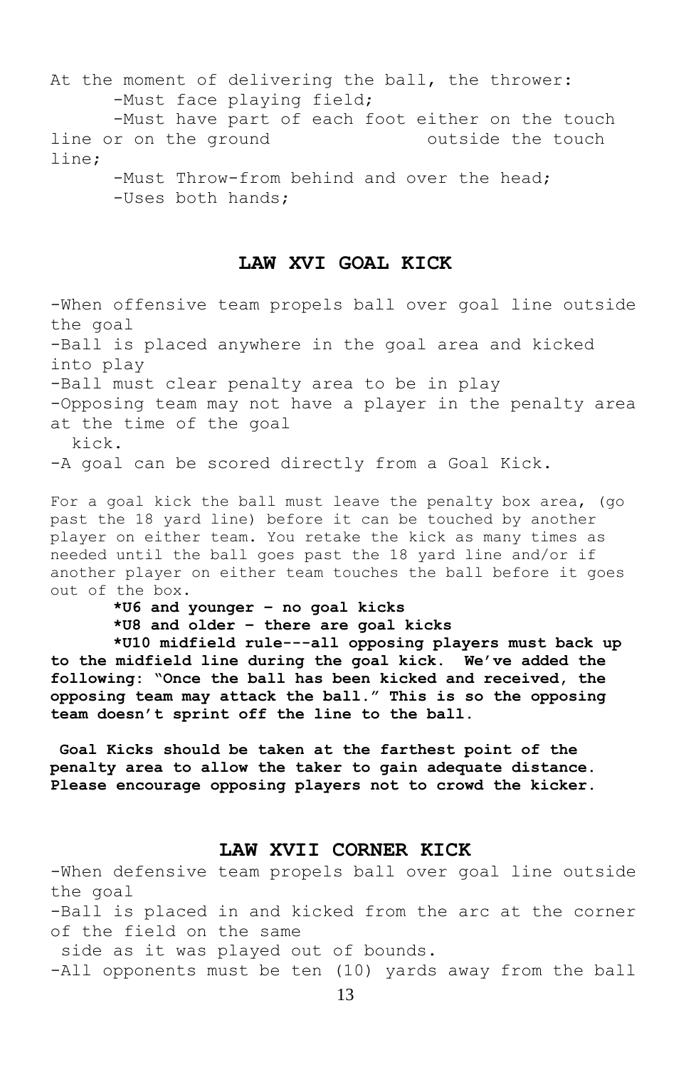At the moment of delivering the ball, the thrower:

- -Must face playing field;
- -Must have part of each foot either on the touch line or on the ground outside the touch line;
- -Must Throw-from behind and over the head;
- -Uses both hands;

## LAW XVI GOAL KICK

-When offensive team propels ball over goal line outside the goal
-Ball is placed anywhere in the goal area and kicked into play
-Ball must clear penalty area to be in play
-Opposing team may not have a player in the penalty area at the time of the goal kick.
-A goal can be scored directly from a Goal Kick.

For a goal kick the ball must leave the penalty box area, (go past the 18 yard line) before it can be touched by another player on either team. You retake the kick as many times as needed until the ball goes past the 18 yard line and/or if another player on either team touches the ball before it goes out of the box.

**\*U6 and younger – no goal kicks**

**\*U8 and older – there are goal kicks**

**\*U10 midfield rule---all opposing players must back up to the midfield line during the goal kick. We've added the following: "Once the ball has been kicked and received, the opposing team may attack the ball." This is so the opposing team doesn't sprint off the line to the ball.**

**Goal Kicks should be taken at the farthest point of the penalty area to allow the taker to gain adequate distance. Please encourage opposing players not to crowd the kicker.**

## LAW XVII CORNER KICK

-When defensive team propels ball over goal line outside the goal
-Ball is placed in and kicked from the arc at the corner of the field on the same side as it was played out of bounds.
-All opponents must be ten (10) yards away from the ball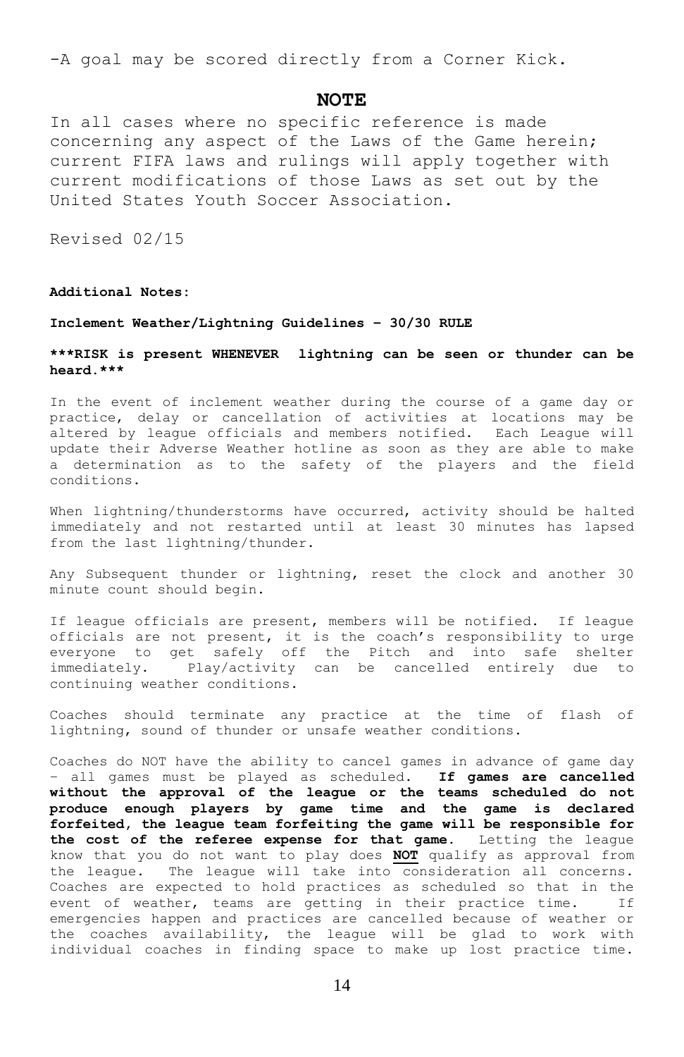-A goal may be scored directly from a Corner Kick.

## NOTE

In all cases where no specific reference is made concerning any aspect of the Laws of the Game herein; current FIFA laws and rulings will apply together with current modifications of those Laws as set out by the United States Youth Soccer Association.

Revised 02/15

**Additional Notes:**

**Inclement Weather/Lightning Guidelines – 30/30 RULE**

*****RISK is present WHENEVER lightning can be seen or thunder can be heard.*****

In the event of inclement weather during the course of a game day or practice, delay or cancellation of activities at locations may be altered by league officials and members notified. Each League will update their Adverse Weather hotline as soon as they are able to make a determination as to the safety of the players and the field conditions.

When lightning/thunderstorms have occurred, activity should be halted immediately and not restarted until at least 30 minutes has lapsed from the last lightning/thunder.

Any Subsequent thunder or lightning, reset the clock and another 30 minute count should begin.

If league officials are present, members will be notified. If league officials are not present, it is the coach's responsibility to urge everyone to get safely off the Pitch and into safe shelter immediately. Play/activity can be cancelled entirely due to continuing weather conditions.

Coaches should terminate any practice at the time of flash of lightning, sound of thunder or unsafe weather conditions.

Coaches do NOT have the ability to cancel games in advance of game day – all games must be played as scheduled. **If games are cancelled without the approval of the league or the teams scheduled do not produce enough players by game time and the game is declared forfeited, the league team forfeiting the game will be responsible for the cost of the referee expense for that game.** Letting the league know that you do not want to play does <u>**NOT**</u> qualify as approval from the league. The league will take into consideration all concerns. Coaches are expected to hold practices as scheduled so that in the event of weather, teams are getting in their practice time. If emergencies happen and practices are cancelled because of weather or the coaches availability, the league will be glad to work with individual coaches in finding space to make up lost practice time.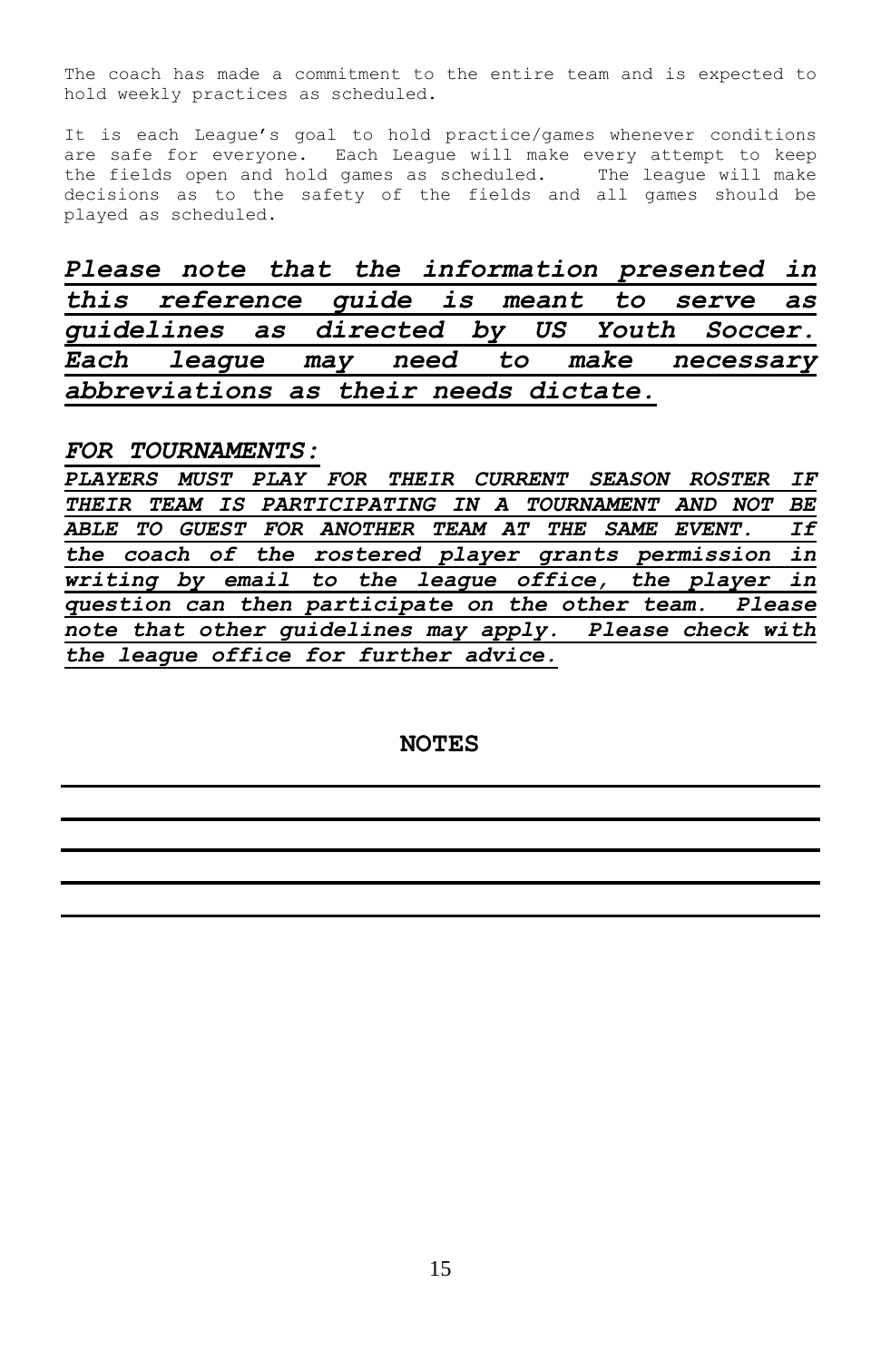The coach has made a commitment to the entire team and is expected to hold weekly practices as scheduled.

It is each League's goal to hold practice/games whenever conditions are safe for everyone. Each League will make every attempt to keep the fields open and hold games as scheduled. The league will make decisions as to the safety of the fields and all games should be played as scheduled.

***Please note that the information presented in this reference guide is meant to serve as guidelines as directed by US Youth Soccer. Each league may need to make necessary abbreviations as their needs dictate.***

***FOR TOURNAMENTS:***

***PLAYERS MUST PLAY FOR THEIR CURRENT SEASON ROSTER IF THEIR TEAM IS PARTICIPATING IN A TOURNAMENT AND NOT BE ABLE TO GUEST FOR ANOTHER TEAM AT THE SAME EVENT. If the coach of the rostered player grants permission in writing by email to the league office, the player in question can then participate on the other team. Please note that other guidelines may apply. Please check with the league office for further advice.***

**NOTES**

___

___

___

___

___